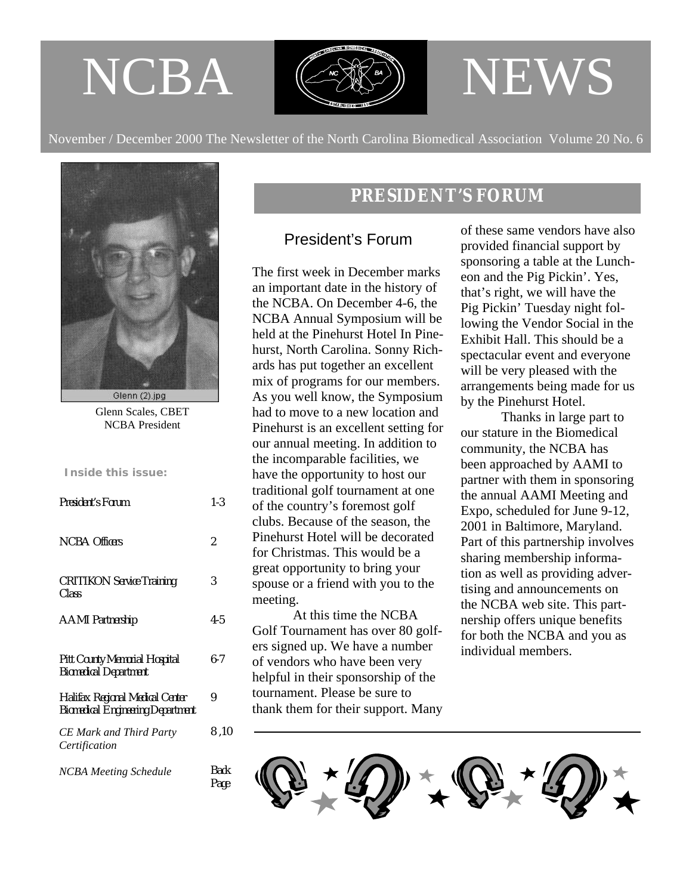# NCBA NEWS

November / December 2000 The Newsletter of the North Carolina Biomedical Association Volume 20 No. 6

Glenn Scales, CBET
NCBA President

**Inside this issue:**

| | |
|---|---|
| *President's Forum* | 1-3 |
| *NCBA Officers* | 2 |
| *CRITIKON Service Training Class* | 3 |
| *AAMI Partnership* | 4-5 |
| *Pitt County Memorial Hospital Biomedical Department* | 6-7 |
| *Halifax Regional Medical Center Biomedical Engineering Department* | 9 |
| *CE Mark and Third Party Certification* | 8 ,10 |
| *NCBA Meeting Schedule* | Back Page |

## PRESIDENT'S FORUM

### President's Forum

The first week in December marks an important date in the history of the NCBA. On December 4-6, the NCBA Annual Symposium will be held at the Pinehurst Hotel In Pinehurst, North Carolina. Sonny Richards has put together an excellent mix of programs for our members. As you well know, the Symposium had to move to a new location and Pinehurst is an excellent setting for our annual meeting. In addition to the incomparable facilities, we have the opportunity to host our traditional golf tournament at one of the country's foremost golf clubs. Because of the season, the Pinehurst Hotel will be decorated for Christmas. This would be a great opportunity to bring your spouse or a friend with you to the meeting.

At this time the NCBA Golf Tournament has over 80 golfers signed up. We have a number of vendors who have been very helpful in their sponsorship of the tournament. Please be sure to thank them for their support. Many of these same vendors have also provided financial support by sponsoring a table at the Luncheon and the Pig Pickin'. Yes, that's right, we will have the Pig Pickin' Tuesday night following the Vendor Social in the Exhibit Hall. This should be a spectacular event and everyone will be very pleased with the arrangements being made for us by the Pinehurst Hotel.

Thanks in large part to our stature in the Biomedical community, the NCBA has been approached by AAMI to partner with them in sponsoring the annual AAMI Meeting and Expo, scheduled for June 9-12, 2001 in Baltimore, Maryland. Part of this partnership involves sharing membership information as well as providing advertising and announcements on the NCBA web site. This partnership offers unique benefits for both the NCBA and you as individual members.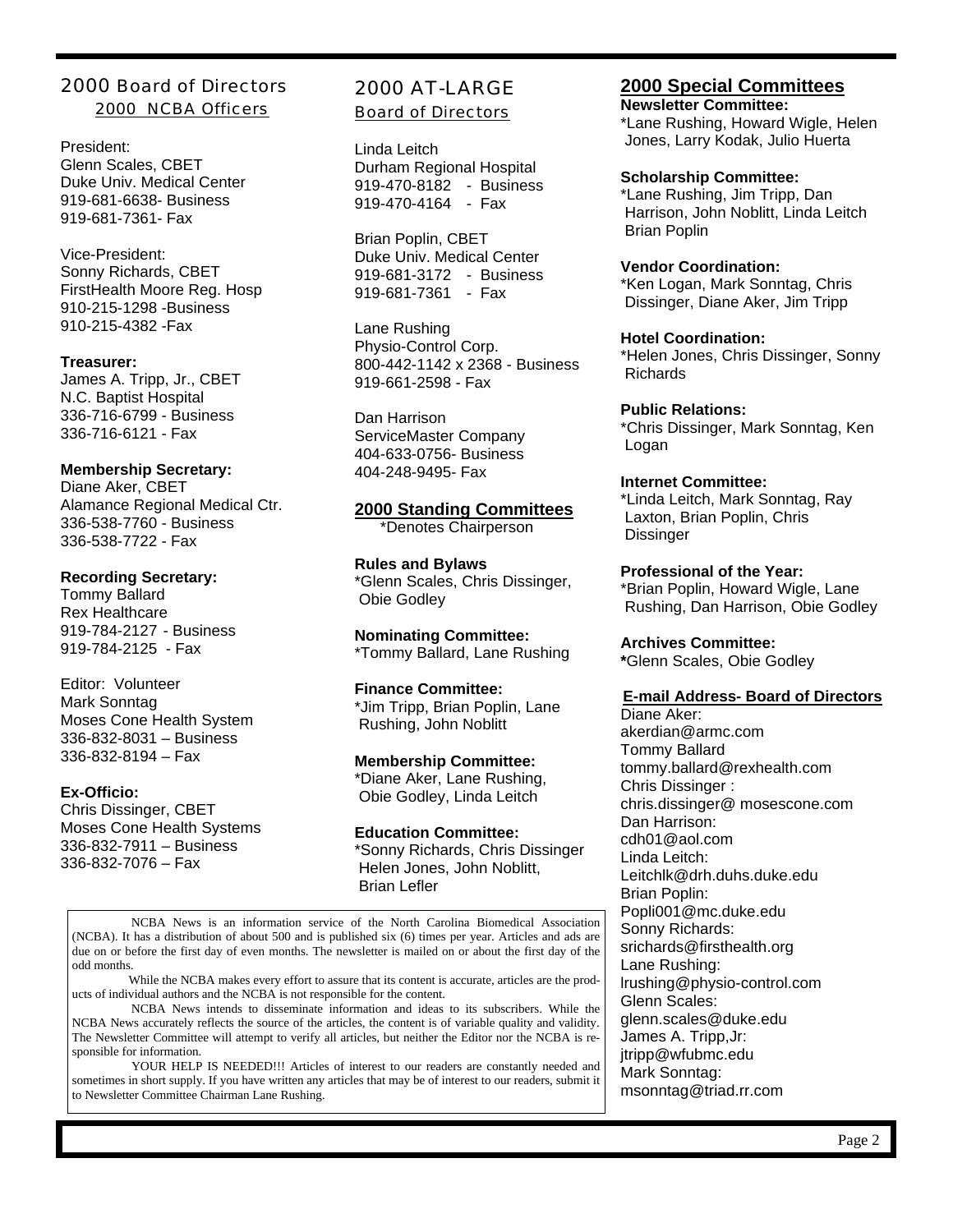## 2000 Board of Directors

### 2000 NCBA Officers

President:
Glenn Scales, CBET
Duke Univ. Medical Center
919-681-6638- Business
919-681-7361- Fax

Vice-President:
Sonny Richards, CBET
FirstHealth Moore Reg. Hosp
910-215-1298 -Business
910-215-4382 -Fax

**Treasurer:**
James A. Tripp, Jr., CBET
N.C. Baptist Hospital
336-716-6799 - Business
336-716-6121 - Fax

**Membership Secretary:**
Diane Aker, CBET
Alamance Regional Medical Ctr.
336-538-7760 - Business
336-538-7722 - Fax

**Recording Secretary:**
Tommy Ballard
Rex Healthcare
919-784-2127 - Business
919-784-2125 - Fax

Editor: Volunteer
Mark Sonntag
Moses Cone Health System
336-832-8031 – Business
336-832-8194 – Fax

**Ex-Officio:**
Chris Dissinger, CBET
Moses Cone Health Systems
336-832-7911 – Business
336-832-7076 – Fax

## 2000 AT-LARGE

### Board of Directors

Linda Leitch
Durham Regional Hospital
919-470-8182 - Business
919-470-4164 - Fax

Brian Poplin, CBET
Duke Univ. Medical Center
919-681-3172 - Business
919-681-7361 - Fax

Lane Rushing
Physio-Control Corp.
800-442-1142 x 2368 - Business
919-661-2598 - Fax

Dan Harrison
ServiceMaster Company
404-633-0756- Business
404-248-9495- Fax

## 2000 Standing Committees

*Denotes Chairperson

**Rules and Bylaws**
*Glenn Scales, Chris Dissinger, Obie Godley

**Nominating Committee:**
*Tommy Ballard, Lane Rushing

**Finance Committee:**
*Jim Tripp, Brian Poplin, Lane Rushing, John Noblitt

**Membership Committee:**
*Diane Aker, Lane Rushing, Obie Godley, Linda Leitch

**Education Committee:**
*Sonny Richards, Chris Dissinger Helen Jones, John Noblitt, Brian Lefler

## 2000 Special Committees

**Newsletter Committee:**
*Lane Rushing, Howard Wigle, Helen Jones, Larry Kodak, Julio Huerta

**Scholarship Committee:**
*Lane Rushing, Jim Tripp, Dan Harrison, John Noblitt, Linda Leitch Brian Poplin

**Vendor Coordination:**
*Ken Logan, Mark Sonntag, Chris Dissinger, Diane Aker, Jim Tripp

**Hotel Coordination:**
*Helen Jones, Chris Dissinger, Sonny Richards

**Public Relations:**
*Chris Dissinger, Mark Sonntag, Ken Logan

**Internet Committee:**
*Linda Leitch, Mark Sonntag, Ray Laxton, Brian Poplin, Chris Dissinger

**Professional of the Year:**
*Brian Poplin, Howard Wigle, Lane Rushing, Dan Harrison, Obie Godley

**Archives Committee:**
**\***Glenn Scales, Obie Godley

### E-mail Address- Board of Directors

Diane Aker:
akerdian@armc.com
Tommy Ballard
tommy.ballard@rexhealth.com
Chris Dissinger :
chris.dissinger@ mosescone.com
Dan Harrison:
cdh01@aol.com
Linda Leitch:
Leitchlk@drh.duhs.duke.edu
Brian Poplin:
Popli001@mc.duke.edu
Sonny Richards:
srichards@firsthealth.org
Lane Rushing:
lrushing@physio-control.com
Glenn Scales:
glenn.scales@duke.edu
James A. Tripp,Jr:
jtripp@wfubmc.edu
Mark Sonntag:
msonntag@triad.rr.com

---

NCBA News is an information service of the North Carolina Biomedical Association (NCBA). It has a distribution of about 500 and is published six (6) times per year. Articles and ads are due on or before the first day of even months. The newsletter is mailed on or about the first day of the odd months.

While the NCBA makes every effort to assure that its content is accurate, articles are the products of individual authors and the NCBA is not responsible for the content.

NCBA News intends to disseminate information and ideas to its subscribers. While the NCBA News accurately reflects the source of the articles, the content is of variable quality and validity. The Newsletter Committee will attempt to verify all articles, but neither the Editor nor the NCBA is responsible for information.

YOUR HELP IS NEEDED!!! Articles of interest to our readers are constantly needed and sometimes in short supply. If you have written any articles that may be of interest to our readers, submit it to Newsletter Committee Chairman Lane Rushing.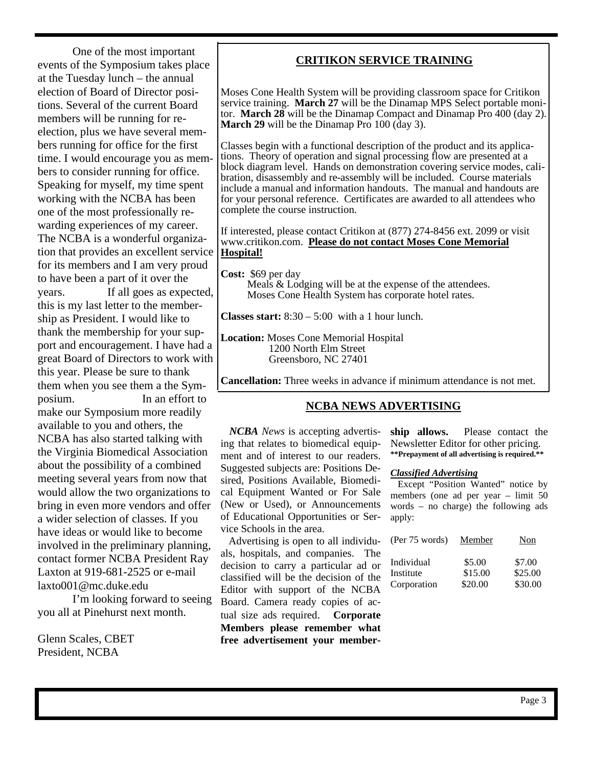One of the most important events of the Symposium takes place at the Tuesday lunch – the annual election of Board of Director positions. Several of the current Board members will be running for re-election, plus we have several members running for office for the first time. I would encourage you as members to consider running for office. Speaking for myself, my time spent working with the NCBA has been one of the most professionally rewarding experiences of my career. The NCBA is a wonderful organization that provides an excellent service for its members and I am very proud to have been a part of it over the years. If all goes as expected, this is my last letter to the membership as President. I would like to thank the membership for your support and encouragement. I have had a great Board of Directors to work with this year. Please be sure to thank them when you see them a the Symposium. In an effort to make our Symposium more readily available to you and others, the NCBA has also started talking with the Virginia Biomedical Association about the possibility of a combined meeting several years from now that would allow the two organizations to bring in even more vendors and offer a wider selection of classes. If you have ideas or would like to become involved in the preliminary planning, contact former NCBA President Ray Laxton at 919-681-2525 or e-mail laxto001@mc.duke.edu

I'm looking forward to seeing you all at Pinehurst next month.

Glenn Scales, CBET
President, NCBA

## CRITIKON SERVICE TRAINING

Moses Cone Health System will be providing classroom space for Critikon service training. **March 27** will be the Dinamap MPS Select portable monitor. **March 28** will be the Dinamap Compact and Dinamap Pro 400 (day 2). **March 29** will be the Dinamap Pro 100 (day 3).

Classes begin with a functional description of the product and its applications. Theory of operation and signal processing flow are presented at a block diagram level. Hands on demonstration covering service modes, calibration, disassembly and re-assembly will be included. Course materials include a manual and information handouts. The manual and handouts are for your personal reference. Certificates are awarded to all attendees who complete the course instruction.

If interested, please contact Critikon at (877) 274-8456 ext. 2099 or visit www.critikon.com. **Please do not contact Moses Cone Memorial Hospital!**

**Cost:** $69 per day
Meals & Lodging will be at the expense of the attendees.
Moses Cone Health System has corporate hotel rates.

**Classes start:** 8:30 – 5:00 with a 1 hour lunch.

**Location:** Moses Cone Memorial Hospital
1200 North Elm Street
Greensboro, NC 27401

**Cancellation:** Three weeks in advance if minimum attendance is not met.

## NCBA NEWS ADVERTISING

*NCBA News* is accepting advertising that relates to biomedical equipment and of interest to our readers. Suggested subjects are: Positions Desired, Positions Available, Biomedical Equipment Wanted or For Sale (New or Used), or Announcements of Educational Opportunities or Service Schools in the area.

Advertising is open to all individuals, hospitals, and companies. The decision to carry a particular ad or classified will be the decision of the Editor with support of the NCBA Board. Camera ready copies of actual size ads required. **Corporate Members please remember what free advertisement your membership allows.** Please contact the Newsletter Editor for other pricing.
**\*\*Prepayment of all advertising is required.\*\***

***Classified Advertising***

Except "Position Wanted" notice by members (one ad per year – limit 50 words – no charge) the following ads apply:

| (Per 75 words) | Member | Non |
|---|---|---|
| Individual | $5.00 | $7.00 |
| Institute | $15.00 | $25.00 |
| Corporation | $20.00 | $30.00 |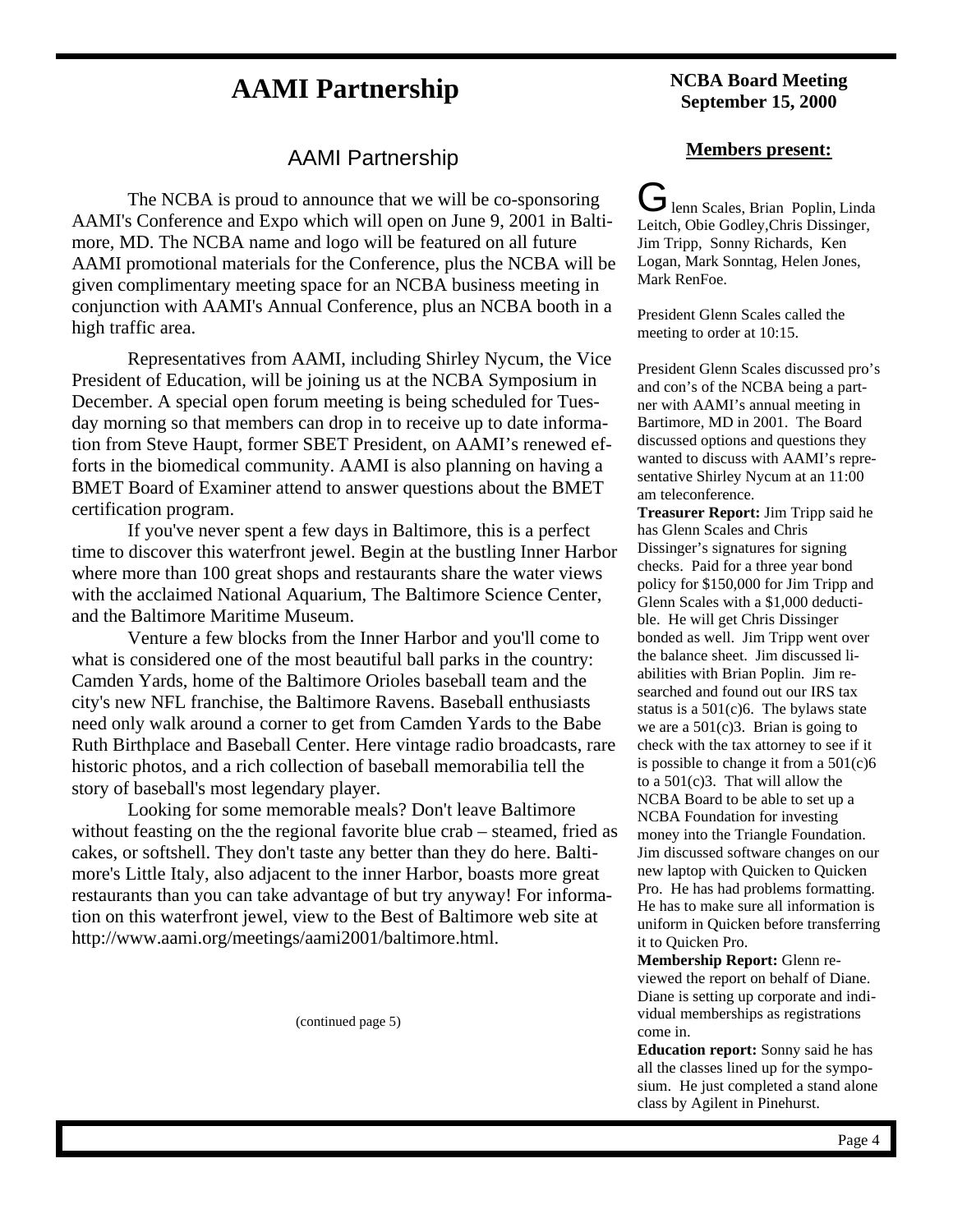# AAMI Partnership

## AAMI Partnership

The NCBA is proud to announce that we will be co-sponsoring AAMI's Conference and Expo which will open on June 9, 2001 in Baltimore, MD. The NCBA name and logo will be featured on all future AAMI promotional materials for the Conference, plus the NCBA will be given complimentary meeting space for an NCBA business meeting in conjunction with AAMI's Annual Conference, plus an NCBA booth in a high traffic area.

Representatives from AAMI, including Shirley Nycum, the Vice President of Education, will be joining us at the NCBA Symposium in December. A special open forum meeting is being scheduled for Tuesday morning so that members can drop in to receive up to date information from Steve Haupt, former SBET President, on AAMI's renewed efforts in the biomedical community. AAMI is also planning on having a BMET Board of Examiner attend to answer questions about the BMET certification program.

If you've never spent a few days in Baltimore, this is a perfect time to discover this waterfront jewel. Begin at the bustling Inner Harbor where more than 100 great shops and restaurants share the water views with the acclaimed National Aquarium, The Baltimore Science Center, and the Baltimore Maritime Museum.

Venture a few blocks from the Inner Harbor and you'll come to what is considered one of the most beautiful ball parks in the country: Camden Yards, home of the Baltimore Orioles baseball team and the city's new NFL franchise, the Baltimore Ravens. Baseball enthusiasts need only walk around a corner to get from Camden Yards to the Babe Ruth Birthplace and Baseball Center. Here vintage radio broadcasts, rare historic photos, and a rich collection of baseball memorabilia tell the story of baseball's most legendary player.

Looking for some memorable meals? Don't leave Baltimore without feasting on the the regional favorite blue crab – steamed, fried as cakes, or softshell. They don't taste any better than they do here. Baltimore's Little Italy, also adjacent to the inner Harbor, boasts more great restaurants than you can take advantage of but try anyway! For information on this waterfront jewel, view to the Best of Baltimore web site at http://www.aami.org/meetings/aami2001/baltimore.html.

(continued page 5)

### NCBA Board Meeting September 15, 2000

**Members present:**

Glenn Scales, Brian Poplin, Linda Leitch, Obie Godley, Chris Dissinger, Jim Tripp, Sonny Richards, Ken Logan, Mark Sonntag, Helen Jones, Mark RenFoe.

President Glenn Scales called the meeting to order at 10:15.

President Glenn Scales discussed pro's and con's of the NCBA being a partner with AAMI's annual meeting in Bartimore, MD in 2001. The Board discussed options and questions they wanted to discuss with AAMI's representative Shirley Nycum at an 11:00 am teleconference.

**Treasurer Report:** Jim Tripp said he has Glenn Scales and Chris Dissinger's signatures for signing checks. Paid for a three year bond policy for $150,000 for Jim Tripp and Glenn Scales with a $1,000 deductible. He will get Chris Dissinger bonded as well. Jim Tripp went over the balance sheet. Jim discussed liabilities with Brian Poplin. Jim researched and found out our IRS tax status is a 501(c)6. The bylaws state we are a 501(c)3. Brian is going to check with the tax attorney to see if it is possible to change it from a 501(c)6 to a 501(c)3. That will allow the NCBA Board to be able to set up a NCBA Foundation for investing money into the Triangle Foundation. Jim discussed software changes on our new laptop with Quicken to Quicken Pro. He has had problems formatting. He has to make sure all information is uniform in Quicken before transferring it to Quicken Pro.

**Membership Report:** Glenn reviewed the report on behalf of Diane. Diane is setting up corporate and individual memberships as registrations come in.

**Education report:** Sonny said he has all the classes lined up for the symposium. He just completed a stand alone class by Agilent in Pinehurst.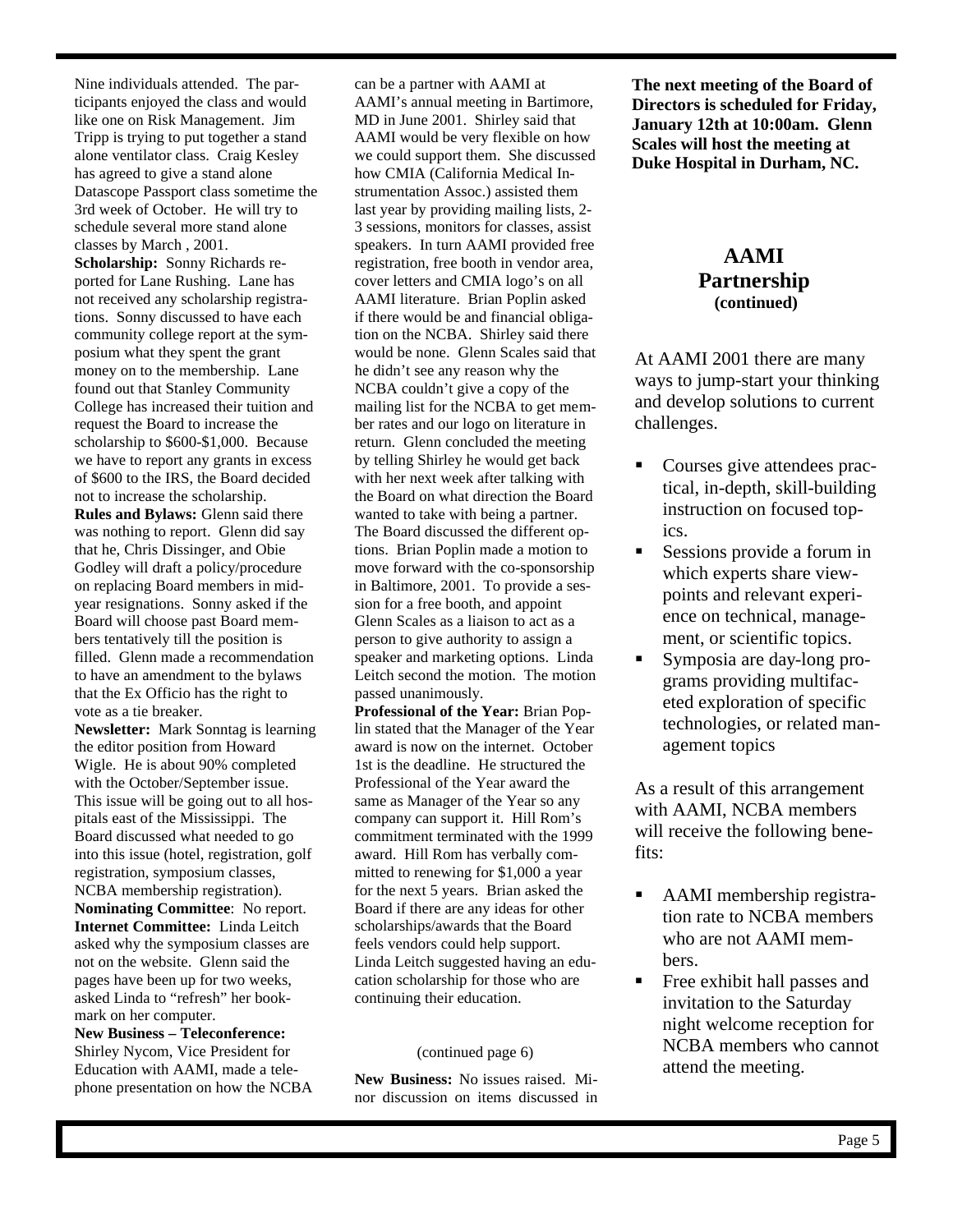Nine individuals attended. The participants enjoyed the class and would like one on Risk Management. Jim Tripp is trying to put together a stand alone ventilator class. Craig Kesley has agreed to give a stand alone Datascope Passport class sometime the 3rd week of October. He will try to schedule several more stand alone classes by March , 2001.

**Scholarship:** Sonny Richards reported for Lane Rushing. Lane has not received any scholarship registrations. Sonny discussed to have each community college report at the symposium what they spent the grant money on to the membership. Lane found out that Stanley Community College has increased their tuition and request the Board to increase the scholarship to $600-$1,000. Because we have to report any grants in excess of $600 to the IRS, the Board decided not to increase the scholarship.

**Rules and Bylaws:** Glenn said there was nothing to report. Glenn did say that he, Chris Dissinger, and Obie Godley will draft a policy/procedure on replacing Board members in mid-year resignations. Sonny asked if the Board will choose past Board members tentatively till the position is filled. Glenn made a recommendation to have an amendment to the bylaws that the Ex Officio has the right to vote as a tie breaker.

**Newsletter:** Mark Sonntag is learning the editor position from Howard Wigle. He is about 90% completed with the October/September issue. This issue will be going out to all hospitals east of the Mississippi. The Board discussed what needed to go into this issue (hotel, registration, golf registration, symposium classes, NCBA membership registration).

**Nominating Committee**: No report.

**Internet Committee:** Linda Leitch asked why the symposium classes are not on the website. Glenn said the pages have been up for two weeks, asked Linda to "refresh" her bookmark on her computer.

**New Business – Teleconference:** Shirley Nycom, Vice President for Education with AAMI, made a telephone presentation on how the NCBA can be a partner with AAMI at AAMI's annual meeting in Bartimore, MD in June 2001. Shirley said that AAMI would be very flexible on how we could support them. She discussed how CMIA (California Medical Instrumentation Assoc.) assisted them last year by providing mailing lists, 2-3 sessions, monitors for classes, assist speakers. In turn AAMI provided free registration, free booth in vendor area, cover letters and CMIA logo's on all AAMI literature. Brian Poplin asked if there would be and financial obligation on the NCBA. Shirley said there would be none. Glenn Scales said that he didn't see any reason why the NCBA couldn't give a copy of the mailing list for the NCBA to get member rates and our logo on literature in return. Glenn concluded the meeting by telling Shirley he would get back with her next week after talking with the Board on what direction the Board wanted to take with being a partner. The Board discussed the different options. Brian Poplin made a motion to move forward with the co-sponsorship in Baltimore, 2001. To provide a session for a free booth, and appoint Glenn Scales as a liaison to act as a person to give authority to assign a speaker and marketing options. Linda Leitch second the motion. The motion passed unanimously.

**Professional of the Year:** Brian Poplin stated that the Manager of the Year award is now on the internet. October 1st is the deadline. He structured the Professional of the Year award the same as Manager of the Year so any company can support it. Hill Rom's commitment terminated with the 1999 award. Hill Rom has verbally committed to renewing for $1,000 a year for the next 5 years. Brian asked the Board if there are any ideas for other scholarships/awards that the Board feels vendors could help support. Linda Leitch suggested having an education scholarship for those who are continuing their education.

(continued page 6)

**New Business:** No issues raised. Minor discussion on items discussed in

**The next meeting of the Board of Directors is scheduled for Friday, January 12th at 10:00am. Glenn Scales will host the meeting at Duke Hospital in Durham, NC.**

## AAMI Partnership
**(continued)**

At AAMI 2001 there are many ways to jump-start your thinking and develop solutions to current challenges.

- Courses give attendees practical, in-depth, skill-building instruction on focused topics.
- Sessions provide a forum in which experts share viewpoints and relevant experience on technical, management, or scientific topics.
- Symposia are day-long programs providing multifaceted exploration of specific technologies, or related management topics

As a result of this arrangement with AAMI, NCBA members will receive the following benefits:

- AAMI membership registration rate to NCBA members who are not AAMI members.
- Free exhibit hall passes and invitation to the Saturday night welcome reception for NCBA members who cannot attend the meeting.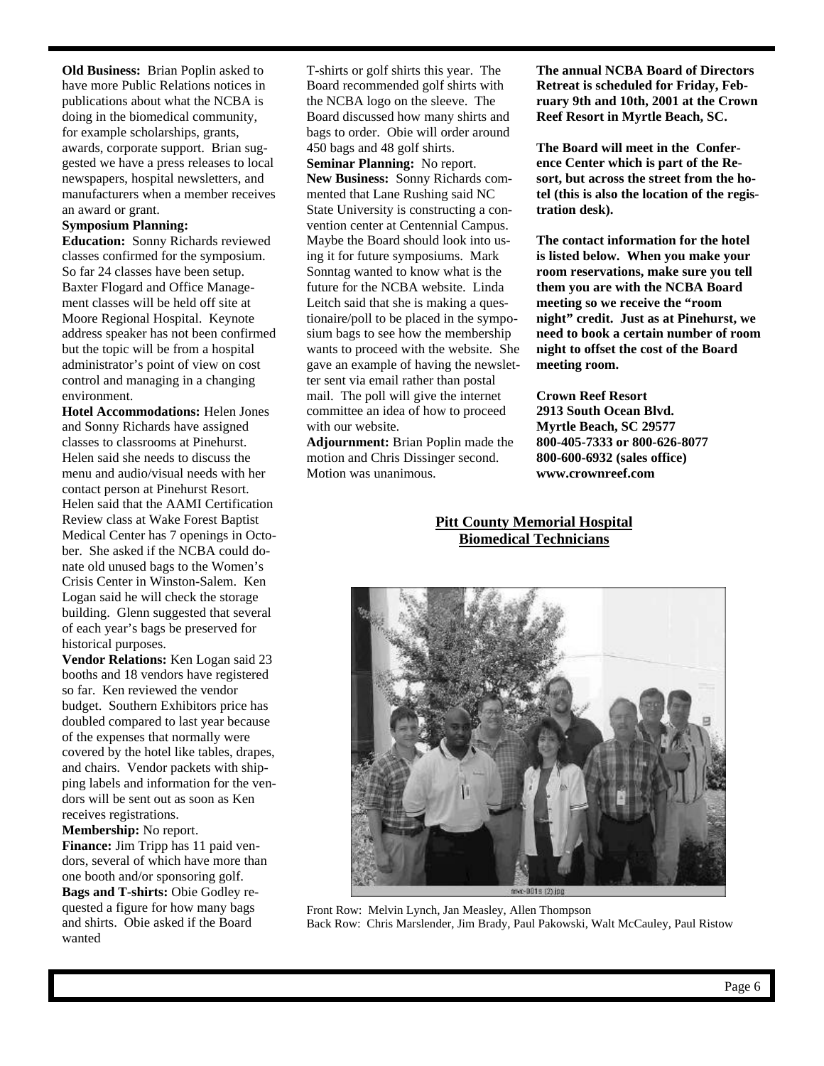**Old Business:** Brian Poplin asked to have more Public Relations notices in publications about what the NCBA is doing in the biomedical community, for example scholarships, grants, awards, corporate support. Brian suggested we have a press releases to local newspapers, hospital newsletters, and manufacturers when a member receives an award or grant.

**Symposium Planning:**

**Education:** Sonny Richards reviewed classes confirmed for the symposium. So far 24 classes have been setup. Baxter Flogard and Office Management classes will be held off site at Moore Regional Hospital. Keynote address speaker has not been confirmed but the topic will be from a hospital administrator's point of view on cost control and managing in a changing environment.

**Hotel Accommodations:** Helen Jones and Sonny Richards have assigned classes to classrooms at Pinehurst. Helen said she needs to discuss the menu and audio/visual needs with her contact person at Pinehurst Resort. Helen said that the AAMI Certification Review class at Wake Forest Baptist Medical Center has 7 openings in October. She asked if the NCBA could donate old unused bags to the Women's Crisis Center in Winston-Salem. Ken Logan said he will check the storage building. Glenn suggested that several of each year's bags be preserved for historical purposes.

**Vendor Relations:** Ken Logan said 23 booths and 18 vendors have registered so far. Ken reviewed the vendor budget. Southern Exhibitors price has doubled compared to last year because of the expenses that normally were covered by the hotel like tables, drapes, and chairs. Vendor packets with shipping labels and information for the vendors will be sent out as soon as Ken receives registrations.

**Membership:** No report.

**Finance:** Jim Tripp has 11 paid vendors, several of which have more than one booth and/or sponsoring golf.

**Bags and T-shirts:** Obie Godley requested a figure for how many bags and shirts. Obie asked if the Board wanted T-shirts or golf shirts this year. The Board recommended golf shirts with the NCBA logo on the sleeve. The Board discussed how many shirts and bags to order. Obie will order around 450 bags and 48 golf shirts.

**Seminar Planning:** No report.

**New Business:** Sonny Richards commented that Lane Rushing said NC State University is constructing a convention center at Centennial Campus. Maybe the Board should look into using it for future symposiums. Mark Sonntag wanted to know what is the future for the NCBA website. Linda Leitch said that she is making a questionaire/poll to be placed in the symposium bags to see how the membership wants to proceed with the website. She gave an example of having the newsletter sent via email rather than postal mail. The poll will give the internet committee an idea of how to proceed with our website.

**Adjournment:** Brian Poplin made the motion and Chris Dissinger second. Motion was unanimous.

**The annual NCBA Board of Directors Retreat is scheduled for Friday, February 9th and 10th, 2001 at the Crown Reef Resort in Myrtle Beach, SC.**

**The Board will meet in the Conference Center which is part of the Resort, but across the street from the hotel (this is also the location of the registration desk).**

**The contact information for the hotel is listed below. When you make your room reservations, make sure you tell them you are with the NCBA Board meeting so we receive the "room night" credit. Just as at Pinehurst, we need to book a certain number of room night to offset the cost of the Board meeting room.**

**Crown Reef Resort**
**2913 South Ocean Blvd.**
**Myrtle Beach, SC 29577**
**800-405-7333 or 800-626-8077**
**800-600-6932 (sales office)**
**www.crownreef.com**

**Pitt County Memorial Hospital Biomedical Technicians**

Front Row: Melvin Lynch, Jan Measley, Allen Thompson
Back Row: Chris Marslender, Jim Brady, Paul Pakowski, Walt McCauley, Paul Ristow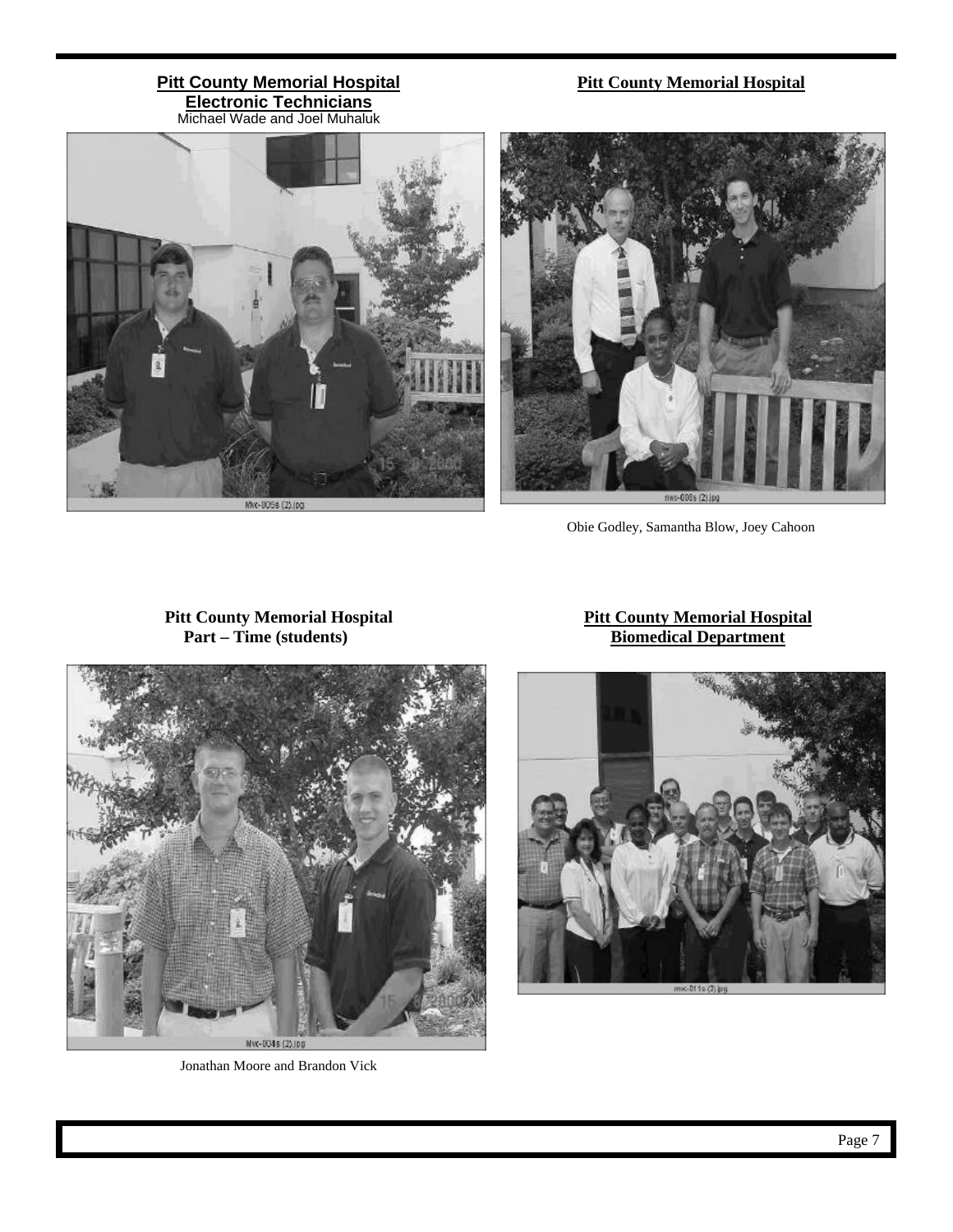**Pitt County Memorial Hospital**
**Electronic Technicians**
Michael Wade and Joel Muhaluk

**Pitt County Memorial Hospital**

Obie Godley, Samantha Blow, Joey Cahoon

**Pitt County Memorial Hospital**
**Part – Time (students)**

Jonathan Moore and Brandon Vick

**Pitt County Memorial Hospital**
**Biomedical Department**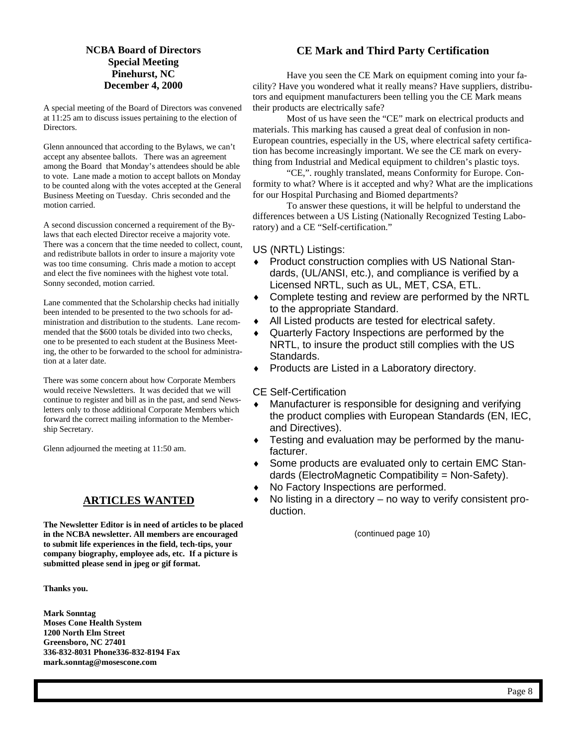## NCBA Board of Directors Special Meeting Pinehurst, NC December 4, 2000

A special meeting of the Board of Directors was convened at 11:25 am to discuss issues pertaining to the election of Directors.

Glenn announced that according to the Bylaws, we can't accept any absentee ballots. There was an agreement among the Board that Monday's attendees should be able to vote. Lane made a motion to accept ballots on Monday to be counted along with the votes accepted at the General Business Meeting on Tuesday. Chris seconded and the motion carried.

A second discussion concerned a requirement of the Bylaws that each elected Director receive a majority vote. There was a concern that the time needed to collect, count, and redistribute ballots in order to insure a majority vote was too time consuming. Chris made a motion to accept and elect the five nominees with the highest vote total. Sonny seconded, motion carried.

Lane commented that the Scholarship checks had initially been intended to be presented to the two schools for administration and distribution to the students. Lane recommended that the $600 totals be divided into two checks, one to be presented to each student at the Business Meeting, the other to be forwarded to the school for administration at a later date.

There was some concern about how Corporate Members would receive Newsletters. It was decided that we will continue to register and bill as in the past, and send Newsletters only to those additional Corporate Members which forward the correct mailing information to the Membership Secretary.

Glenn adjourned the meeting at 11:50 am.

## ARTICLES WANTED

**The Newsletter Editor is in need of articles to be placed in the NCBA newsletter. All members are encouraged to submit life experiences in the field, tech-tips, your company biography, employee ads, etc. If a picture is submitted please send in jpeg or gif format.**

**Thanks you.**

**Mark Sonntag**
**Moses Cone Health System**
**1200 North Elm Street**
**Greensboro, NC 27401**
**336-832-8031 Phone336-832-8194 Fax**
**mark.sonntag@mosescone.com**

## CE Mark and Third Party Certification

Have you seen the CE Mark on equipment coming into your facility? Have you wondered what it really means? Have suppliers, distributors and equipment manufacturers been telling you the CE Mark means their products are electrically safe?

Most of us have seen the "CE" mark on electrical products and materials. This marking has caused a great deal of confusion in non-European countries, especially in the US, where electrical safety certification has become increasingly important. We see the CE mark on everything from Industrial and Medical equipment to children's plastic toys.

"CE,". roughly translated, means Conformity for Europe. Conformity to what? Where is it accepted and why? What are the implications for our Hospital Purchasing and Biomed departments?

To answer these questions, it will be helpful to understand the differences between a US Listing (Nationally Recognized Testing Laboratory) and a CE "Self-certification."

US (NRTL) Listings:

- Product construction complies with US National Standards, (UL/ANSI, etc.), and compliance is verified by a Licensed NRTL, such as UL, MET, CSA, ETL.
- Complete testing and review are performed by the NRTL to the appropriate Standard.
- All Listed products are tested for electrical safety.
- Quarterly Factory Inspections are performed by the NRTL, to insure the product still complies with the US Standards.
- Products are Listed in a Laboratory directory.

CE Self-Certification

- Manufacturer is responsible for designing and verifying the product complies with European Standards (EN, IEC, and Directives).
- Testing and evaluation may be performed by the manufacturer.
- Some products are evaluated only to certain EMC Standards (ElectroMagnetic Compatibility = Non-Safety).
- No Factory Inspections are performed.
- No listing in a directory – no way to verify consistent production.

(continued page 10)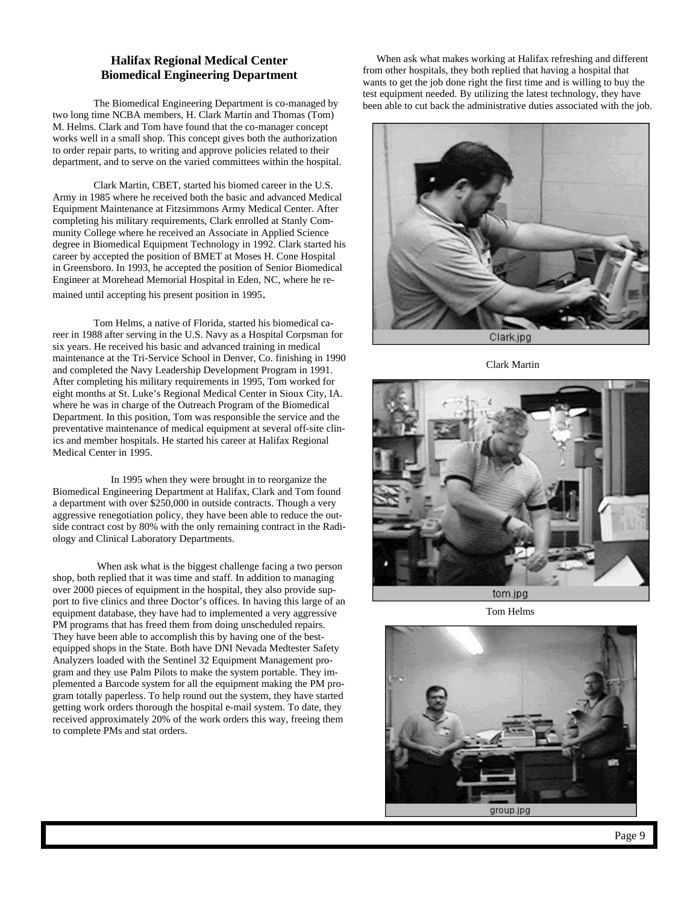## Halifax Regional Medical Center
## Biomedical Engineering Department

The Biomedical Engineering Department is co-managed by two long time NCBA members, H. Clark Martin and Thomas (Tom) M. Helms. Clark and Tom have found that the co-manager concept works well in a small shop. This concept gives both the authorization to order repair parts, to writing and approve policies related to their department, and to serve on the varied committees within the hospital.

Clark Martin, CBET, started his biomed career in the U.S. Army in 1985 where he received both the basic and advanced Medical Equipment Maintenance at Fitzsimmons Army Medical Center. After completing his military requirements, Clark enrolled at Stanly Community College where he received an Associate in Applied Science degree in Biomedical Equipment Technology in 1992. Clark started his career by accepted the position of BMET at Moses H. Cone Hospital in Greensboro. In 1993, he accepted the position of Senior Biomedical Engineer at Morehead Memorial Hospital in Eden, NC, where he remained until accepting his present position in 1995.

Tom Helms, a native of Florida, started his biomedical career in 1988 after serving in the U.S. Navy as a Hospital Corpsman for six years. He received his basic and advanced training in medical maintenance at the Tri-Service School in Denver, Co. finishing in 1990 and completed the Navy Leadership Development Program in 1991. After completing his military requirements in 1995, Tom worked for eight months at St. Luke's Regional Medical Center in Sioux City, IA. where he was in charge of the Outreach Program of the Biomedical Department. In this position, Tom was responsible the service and the preventative maintenance of medical equipment at several off-site clinics and member hospitals. He started his career at Halifax Regional Medical Center in 1995.

In 1995 when they were brought in to reorganize the Biomedical Engineering Department at Halifax, Clark and Tom found a department with over $250,000 in outside contracts. Though a very aggressive renegotiation policy, they have been able to reduce the outside contract cost by 80% with the only remaining contract in the Radiology and Clinical Laboratory Departments.

When ask what is the biggest challenge facing a two person shop, both replied that it was time and staff. In addition to managing over 2000 pieces of equipment in the hospital, they also provide support to five clinics and three Doctor's offices. In having this large of an equipment database, they have had to implemented a very aggressive PM programs that has freed them from doing unscheduled repairs. They have been able to accomplish this by having one of the best-equipped shops in the State. Both have DNI Nevada Medtester Safety Analyzers loaded with the Sentinel 32 Equipment Management program and they use Palm Pilots to make the system portable. They implemented a Barcode system for all the equipment making the PM program totally paperless. To help round out the system, they have started getting work orders thorough the hospital e-mail system. To date, they received approximately 20% of the work orders this way, freeing them to complete PMs and stat orders.

When ask what makes working at Halifax refreshing and different from other hospitals, they both replied that having a hospital that wants to get the job done right the first time and is willing to buy the test equipment needed. By utilizing the latest technology, they have been able to cut back the administrative duties associated with the job.

Clark.jpg

Clark Martin

tom.jpg

Tom Helms

group.jpg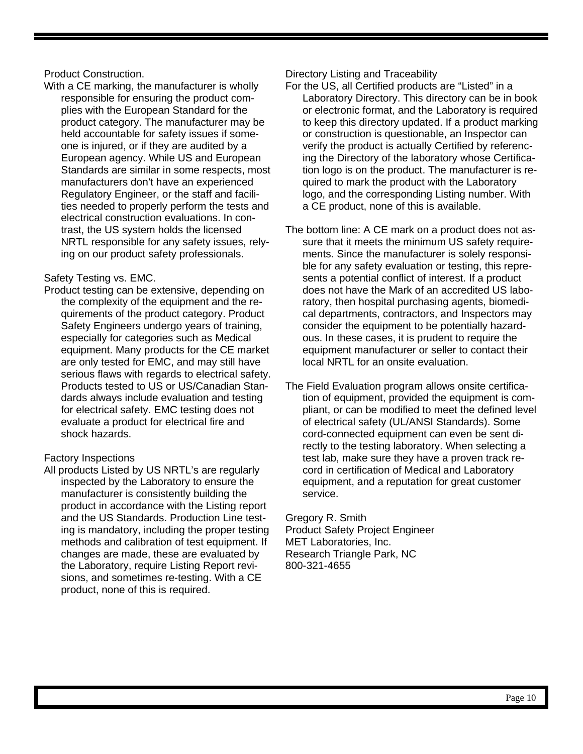### Product Construction.

With a CE marking, the manufacturer is wholly responsible for ensuring the product complies with the European Standard for the product category. The manufacturer may be held accountable for safety issues if someone is injured, or if they are audited by a European agency. While US and European Standards are similar in some respects, most manufacturers don't have an experienced Regulatory Engineer, or the staff and facilities needed to properly perform the tests and electrical construction evaluations. In contrast, the US system holds the licensed NRTL responsible for any safety issues, relying on our product safety professionals.

### Safety Testing vs. EMC.

Product testing can be extensive, depending on the complexity of the equipment and the requirements of the product category. Product Safety Engineers undergo years of training, especially for categories such as Medical equipment. Many products for the CE market are only tested for EMC, and may still have serious flaws with regards to electrical safety. Products tested to US or US/Canadian Standards always include evaluation and testing for electrical safety. EMC testing does not evaluate a product for electrical fire and shock hazards.

### Factory Inspections

All products Listed by US NRTL's are regularly inspected by the Laboratory to ensure the manufacturer is consistently building the product in accordance with the Listing report and the US Standards. Production Line testing is mandatory, including the proper testing methods and calibration of test equipment. If changes are made, these are evaluated by the Laboratory, require Listing Report revisions, and sometimes re-testing. With a CE product, none of this is required.

### Directory Listing and Traceability

For the US, all Certified products are "Listed" in a Laboratory Directory. This directory can be in book or electronic format, and the Laboratory is required to keep this directory updated. If a product marking or construction is questionable, an Inspector can verify the product is actually Certified by referencing the Directory of the laboratory whose Certification logo is on the product. The manufacturer is required to mark the product with the Laboratory logo, and the corresponding Listing number. With a CE product, none of this is available.

The bottom line: A CE mark on a product does not assure that it meets the minimum US safety requirements. Since the manufacturer is solely responsible for any safety evaluation or testing, this represents a potential conflict of interest. If a product does not have the Mark of an accredited US laboratory, then hospital purchasing agents, biomedical departments, contractors, and Inspectors may consider the equipment to be potentially hazardous. In these cases, it is prudent to require the equipment manufacturer or seller to contact their local NRTL for an onsite evaluation.

The Field Evaluation program allows onsite certification of equipment, provided the equipment is compliant, or can be modified to meet the defined level of electrical safety (UL/ANSI Standards). Some cord-connected equipment can even be sent directly to the testing laboratory. When selecting a test lab, make sure they have a proven track record in certification of Medical and Laboratory equipment, and a reputation for great customer service.

Gregory R. Smith
Product Safety Project Engineer
MET Laboratories, Inc.
Research Triangle Park, NC
800-321-4655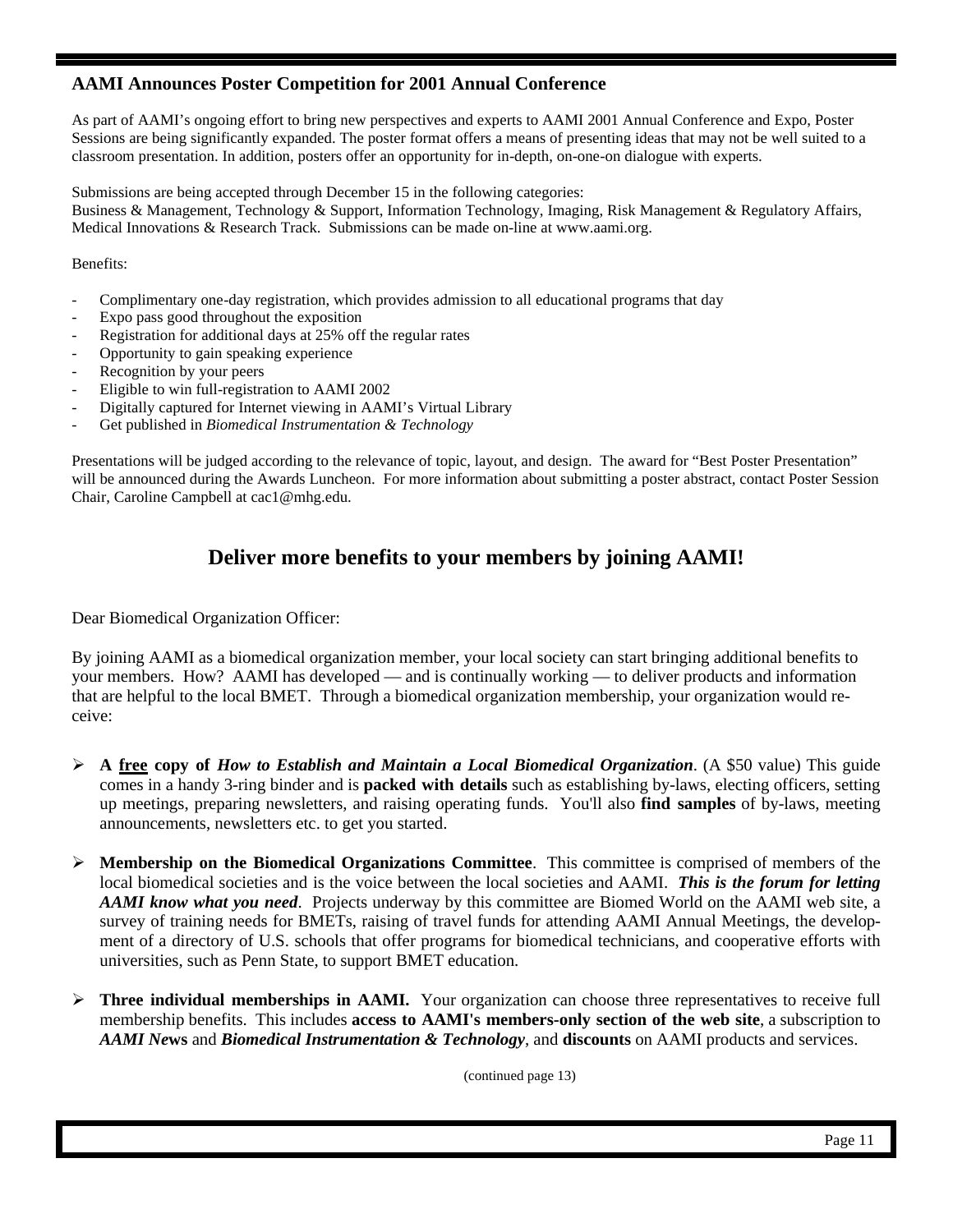## AAMI Announces Poster Competition for 2001 Annual Conference

As part of AAMI's ongoing effort to bring new perspectives and experts to AAMI 2001 Annual Conference and Expo, Poster Sessions are being significantly expanded. The poster format offers a means of presenting ideas that may not be well suited to a classroom presentation. In addition, posters offer an opportunity for in-depth, on-one-on dialogue with experts.

Submissions are being accepted through December 15 in the following categories:
Business & Management, Technology & Support, Information Technology, Imaging, Risk Management & Regulatory Affairs, Medical Innovations & Research Track. Submissions can be made on-line at www.aami.org.

Benefits:

- Complimentary one-day registration, which provides admission to all educational programs that day
- Expo pass good throughout the exposition
- Registration for additional days at 25% off the regular rates
- Opportunity to gain speaking experience
- Recognition by your peers
- Eligible to win full-registration to AAMI 2002
- Digitally captured for Internet viewing in AAMI's Virtual Library
- Get published in *Biomedical Instrumentation & Technology*

Presentations will be judged according to the relevance of topic, layout, and design. The award for "Best Poster Presentation" will be announced during the Awards Luncheon. For more information about submitting a poster abstract, contact Poster Session Chair, Caroline Campbell at cac1@mhg.edu.

## Deliver more benefits to your members by joining AAMI!

Dear Biomedical Organization Officer:

By joining AAMI as a biomedical organization member, your local society can start bringing additional benefits to your members. How? AAMI has developed — and is continually working — to deliver products and information that are helpful to the local BMET. Through a biomedical organization membership, your organization would receive:

- **A <u>free</u> copy of *How to Establish and Maintain a Local Biomedical Organization***. (A $50 value) This guide comes in a handy 3-ring binder and is **packed with details** such as establishing by-laws, electing officers, setting up meetings, preparing newsletters, and raising operating funds. You'll also **find samples** of by-laws, meeting announcements, newsletters etc. to get you started.

- **Membership on the Biomedical Organizations Committee**. This committee is comprised of members of the local biomedical societies and is the voice between the local societies and AAMI. ***This is the forum for letting AAMI know what you need***. Projects underway by this committee are Biomed World on the AAMI web site, a survey of training needs for BMETs, raising of travel funds for attending AAMI Annual Meetings, the development of a directory of U.S. schools that offer programs for biomedical technicians, and cooperative efforts with universities, such as Penn State, to support BMET education.

- **Three individual memberships in AAMI.** Your organization can choose three representatives to receive full membership benefits. This includes **access to AAMI's members-only section of the web site**, a subscription to ***AAMI News*** and ***Biomedical Instrumentation & Technology***, and **discounts** on AAMI products and services.

(continued page 13)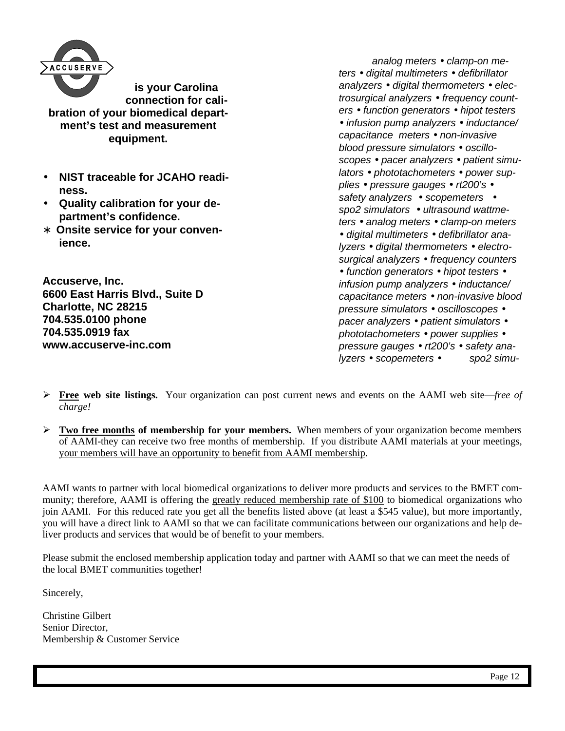ACCUSERVE **is your Carolina connection for calibration of your biomedical department's test and measurement equipment.**

- **NIST traceable for JCAHO readiness.**
- **Quality calibration for your department's confidence.**
- **Onsite service for your convenience.**

**Accuserve, Inc.**
**6600 East Harris Blvd., Suite D**
**Charlotte, NC 28215**
**704.535.0100 phone**
**704.535.0919 fax**
**www.accuserve-inc.com**

*analog meters • clamp-on meters • digital multimeters • defibrillator analyzers • digital thermometers • electrosurgical analyzers • frequency counters • function generators • hipot testers • infusion pump analyzers • inductance/ capacitance meters • non-invasive blood pressure simulators • oscilloscopes • pacer analyzers • patient simulators • phototachometers • power supplies • pressure gauges • rt200's • safety analyzers • scopemeters • spo2 simulators • ultrasound wattmeters • analog meters • clamp-on meters • digital multimeters • defibrillator analyzers • digital thermometers • electrosurgical analyzers • frequency counters • function generators • hipot testers • infusion pump analyzers • inductance/ capacitance meters • non-invasive blood pressure simulators • oscilloscopes • pacer analyzers • patient simulators • phototachometers • power supplies • pressure gauges • rt200's • safety analyzers • scopemeters • spo2 simu-*

- **Free web site listings.** Your organization can post current news and events on the AAMI web site—*free of charge!*

- **Two free months of membership for your members.** When members of your organization become members of AAMI-they can receive two free months of membership. If you distribute AAMI materials at your meetings, your members will have an opportunity to benefit from AAMI membership.

AAMI wants to partner with local biomedical organizations to deliver more products and services to the BMET community; therefore, AAMI is offering the greatly reduced membership rate of $100 to biomedical organizations who join AAMI. For this reduced rate you get all the benefits listed above (at least a $545 value), but more importantly, you will have a direct link to AAMI so that we can facilitate communications between our organizations and help deliver products and services that would be of benefit to your members.

Please submit the enclosed membership application today and partner with AAMI so that we can meet the needs of the local BMET communities together!

Sincerely,

Christine Gilbert
Senior Director,
Membership & Customer Service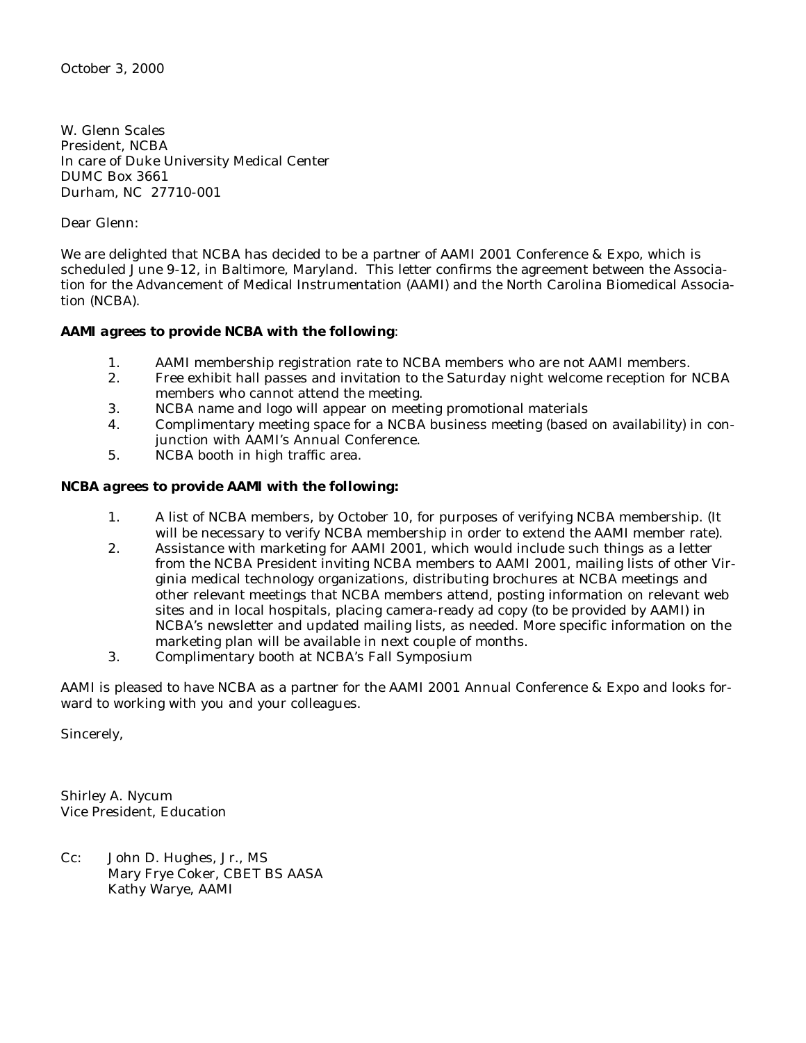October 3, 2000

W. Glenn Scales
President, NCBA
In care of Duke University Medical Center
DUMC Box 3661
Durham, NC 27710-001

Dear Glenn:

We are delighted that NCBA has decided to be a partner of AAMI 2001 Conference & Expo, which is scheduled June 9-12, in Baltimore, Maryland. This letter confirms the agreement between the Association for the Advancement of Medical Instrumentation (AAMI) and the North Carolina Biomedical Association (NCBA).

***AAMI agrees to provide NCBA with the following***:

1. AAMI membership registration rate to NCBA members who are not AAMI members.
2. Free exhibit hall passes and invitation to the Saturday night welcome reception for NCBA members who cannot attend the meeting.
3. NCBA name and logo will appear on meeting promotional materials
4. Complimentary meeting space for a NCBA business meeting (based on availability) in conjunction with AAMI's Annual Conference.
5. NCBA booth in high traffic area.

***NCBA agrees to provide AAMI with the following:***

1. A list of NCBA members, by October 10, for purposes of verifying NCBA membership. (It will be necessary to verify NCBA membership in order to extend the AAMI member rate).
2. Assistance with marketing for AAMI 2001, which would include such things as a letter from the NCBA President inviting NCBA members to AAMI 2001, mailing lists of other Virginia medical technology organizations, distributing brochures at NCBA meetings and other relevant meetings that NCBA members attend, posting information on relevant web sites and in local hospitals, placing camera-ready ad copy (to be provided by AAMI) in NCBA's newsletter and updated mailing lists, as needed. More specific information on the marketing plan will be available in next couple of months.
3. Complimentary booth at NCBA's Fall Symposium

AAMI is pleased to have NCBA as a partner for the AAMI 2001 Annual Conference & Expo and looks forward to working with you and your colleagues.

Sincerely,

Shirley A. Nycum
Vice President, Education

Cc: John D. Hughes, Jr., MS
Mary Frye Coker, CBET BS AASA
Kathy Warye, AAMI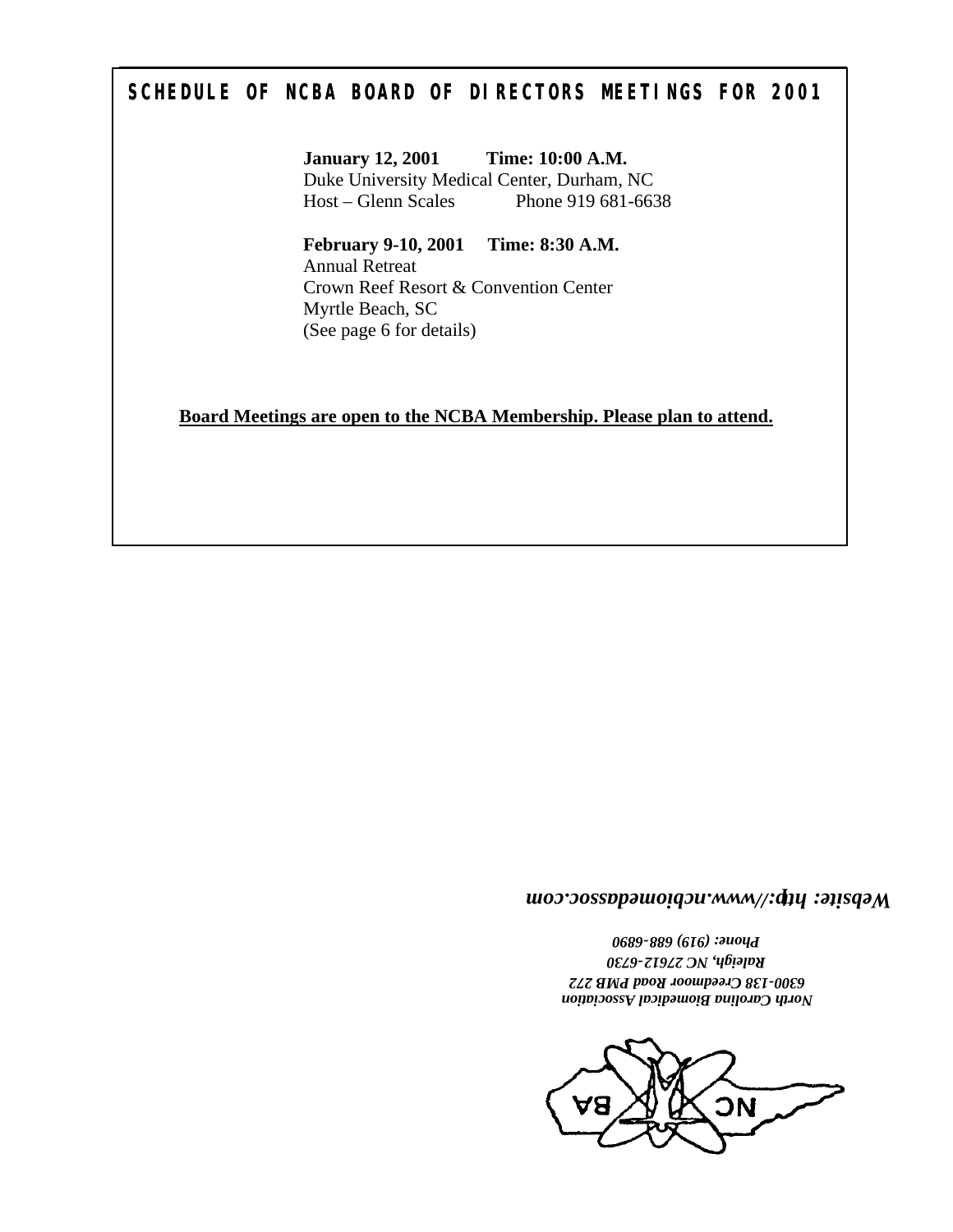## SCHEDULE OF NCBA BOARD OF DIRECTORS MEETINGS FOR 2001

**January 12, 2001 Time: 10:00 A.M.**
Duke University Medical Center, Durham, NC
Host – Glenn Scales Phone 919 681-6638

**February 9-10, 2001 Time: 8:30 A.M.**
Annual Retreat
Crown Reef Resort & Convention Center
Myrtle Beach, SC
(See page 6 for details)

**Board Meetings are open to the NCBA Membership. Please plan to attend.**

***Website: http://www.ncbiomedassoc.com***

*North Carolina Biomedical Association*
*6300-138 Creedmoor Road PMB 272*
*Raleigh, NC 27612-6730*
*Phone: (919) 688-6890*

NC BA